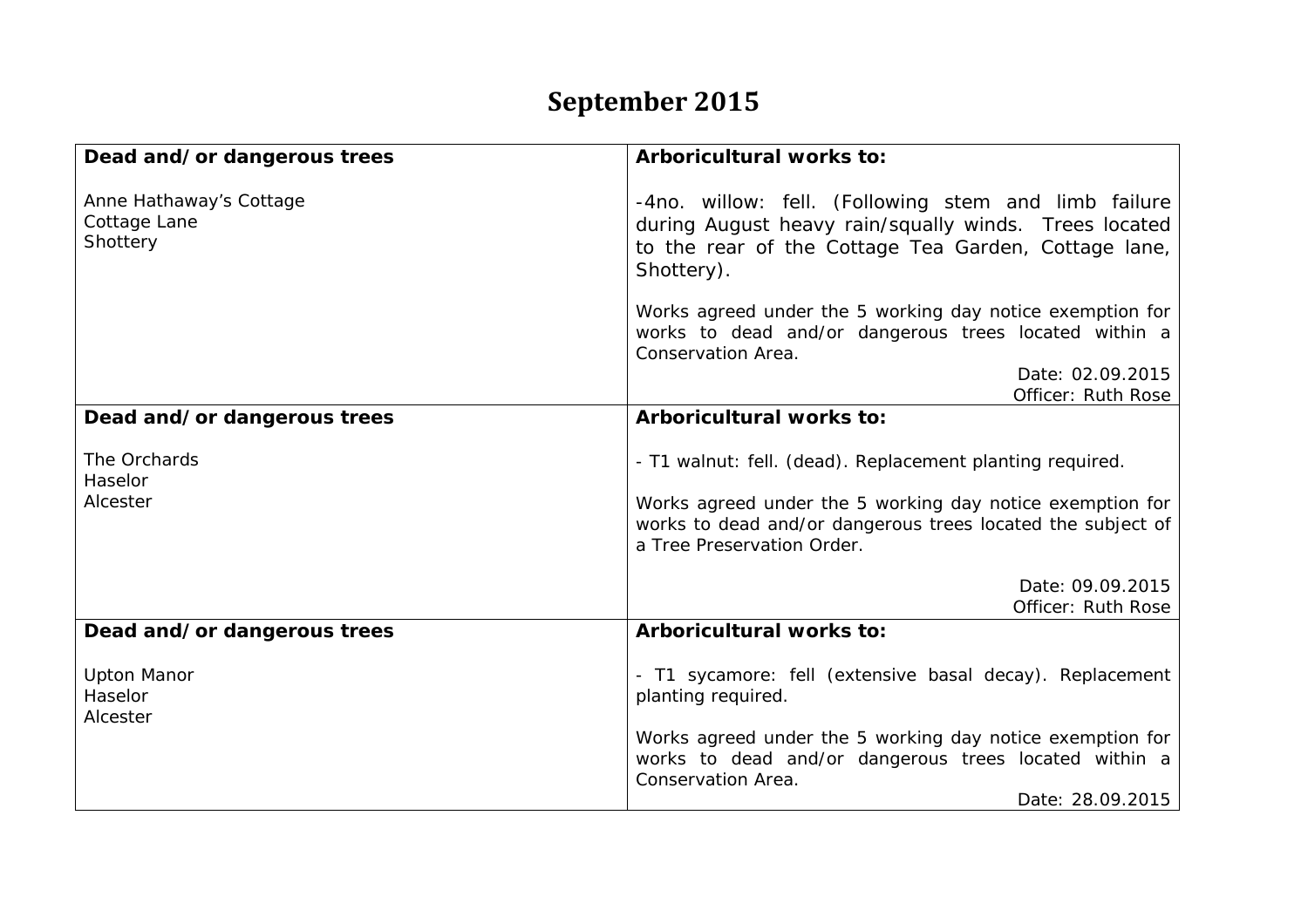# September 2015

| Dead and/or dangerous trees | Arboricultural works to: |
|---|---|
| Anne Hathaway's Cottage<br>Cottage Lane<br>Shottery | -4no. willow: fell. (Following stem and limb failure during August heavy rain/squally winds. Trees located to the rear of the Cottage Tea Garden, Cottage lane, Shottery).<br><br>Works agreed under the 5 working day notice exemption for works to dead and/or dangerous trees located within a Conservation Area.<br>Date: 02.09.2015<br>Officer: Ruth Rose |
| **Dead and/or dangerous trees** | **Arboricultural works to:** |
| The Orchards<br>Haselor<br>Alcester | - T1 walnut: fell. (dead). Replacement planting required.<br><br>Works agreed under the 5 working day notice exemption for works to dead and/or dangerous trees located the subject of a Tree Preservation Order.<br><br>Date: 09.09.2015<br>Officer: Ruth Rose |
| **Dead and/or dangerous trees** | **Arboricultural works to:** |
| Upton Manor<br>Haselor<br>Alcester | - T1 sycamore: fell (extensive basal decay). Replacement planting required.<br><br>Works agreed under the 5 working day notice exemption for works to dead and/or dangerous trees located within a Conservation Area.<br>Date: 28.09.2015 |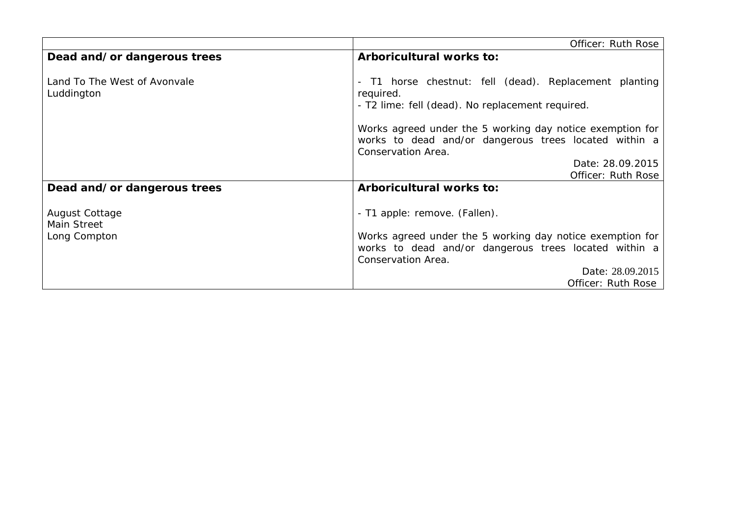| | |
|---|---|
| | Officer: Ruth Rose |
| **Dead and/or dangerous trees**<br><br>Land To The West of Avonvale<br>Luddington | **Arboricultural works to:**<br><br>- T1 horse chestnut: fell (dead). Replacement planting required.<br>- T2 lime: fell (dead). No replacement required.<br><br>Works agreed under the 5 working day notice exemption for works to dead and/or dangerous trees located within a Conservation Area.<br>Date: 28.09.2015<br>Officer: Ruth Rose |
| **Dead and/or dangerous trees**<br><br>August Cottage<br>Main Street<br>Long Compton | **Arboricultural works to:**<br><br>- T1 apple: remove. (Fallen).<br><br>Works agreed under the 5 working day notice exemption for works to dead and/or dangerous trees located within a Conservation Area.<br>Date: 28.09.2015<br>Officer: Ruth Rose |